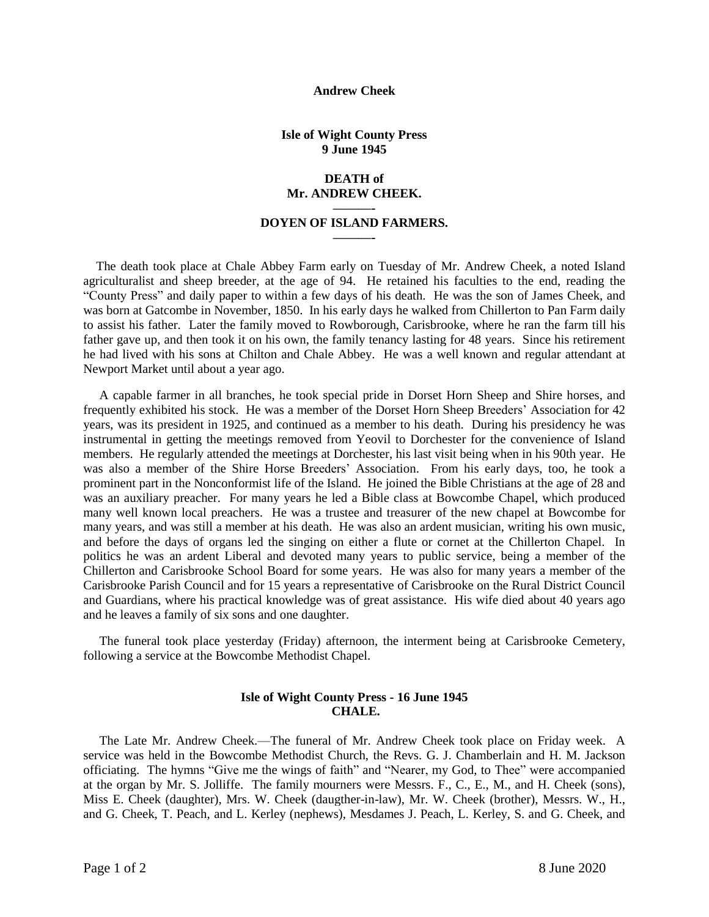**Andrew Cheek**

**Isle of Wight County Press**
**9 June 1945**

## DEATH of Mr. ANDREW CHEEK.

———-

## DOYEN OF ISLAND FARMERS.

———-

The death took place at Chale Abbey Farm early on Tuesday of Mr. Andrew Cheek, a noted Island agriculturalist and sheep breeder, at the age of 94. He retained his faculties to the end, reading the "County Press" and daily paper to within a few days of his death. He was the son of James Cheek, and was born at Gatcombe in November, 1850. In his early days he walked from Chillerton to Pan Farm daily to assist his father. Later the family moved to Rowborough, Carisbrooke, where he ran the farm till his father gave up, and then took it on his own, the family tenancy lasting for 48 years. Since his retirement he had lived with his sons at Chilton and Chale Abbey. He was a well known and regular attendant at Newport Market until about a year ago.

A capable farmer in all branches, he took special pride in Dorset Horn Sheep and Shire horses, and frequently exhibited his stock. He was a member of the Dorset Horn Sheep Breeders' Association for 42 years, was its president in 1925, and continued as a member to his death. During his presidency he was instrumental in getting the meetings removed from Yeovil to Dorchester for the convenience of Island members. He regularly attended the meetings at Dorchester, his last visit being when in his 90th year. He was also a member of the Shire Horse Breeders' Association. From his early days, too, he took a prominent part in the Nonconformist life of the Island. He joined the Bible Christians at the age of 28 and was an auxiliary preacher. For many years he led a Bible class at Bowcombe Chapel, which produced many well known local preachers. He was a trustee and treasurer of the new chapel at Bowcombe for many years, and was still a member at his death. He was also an ardent musician, writing his own music, and before the days of organs led the singing on either a flute or cornet at the Chillerton Chapel. In politics he was an ardent Liberal and devoted many years to public service, being a member of the Chillerton and Carisbrooke School Board for some years. He was also for many years a member of the Carisbrooke Parish Council and for 15 years a representative of Carisbrooke on the Rural District Council and Guardians, where his practical knowledge was of great assistance. His wife died about 40 years ago and he leaves a family of six sons and one daughter.

The funeral took place yesterday (Friday) afternoon, the interment being at Carisbrooke Cemetery, following a service at the Bowcombe Methodist Chapel.

**Isle of Wight County Press - 16 June 1945**
**CHALE.**

The Late Mr. Andrew Cheek.—The funeral of Mr. Andrew Cheek took place on Friday week. A service was held in the Bowcombe Methodist Church, the Revs. G. J. Chamberlain and H. M. Jackson officiating. The hymns "Give me the wings of faith" and "Nearer, my God, to Thee" were accompanied at the organ by Mr. S. Jolliffe. The family mourners were Messrs. F., C., E., M., and H. Cheek (sons), Miss E. Cheek (daughter), Mrs. W. Cheek (daugther-in-law), Mr. W. Cheek (brother), Messrs. W., H., and G. Cheek, T. Peach, and L. Kerley (nephews), Mesdames J. Peach, L. Kerley, S. and G. Cheek, and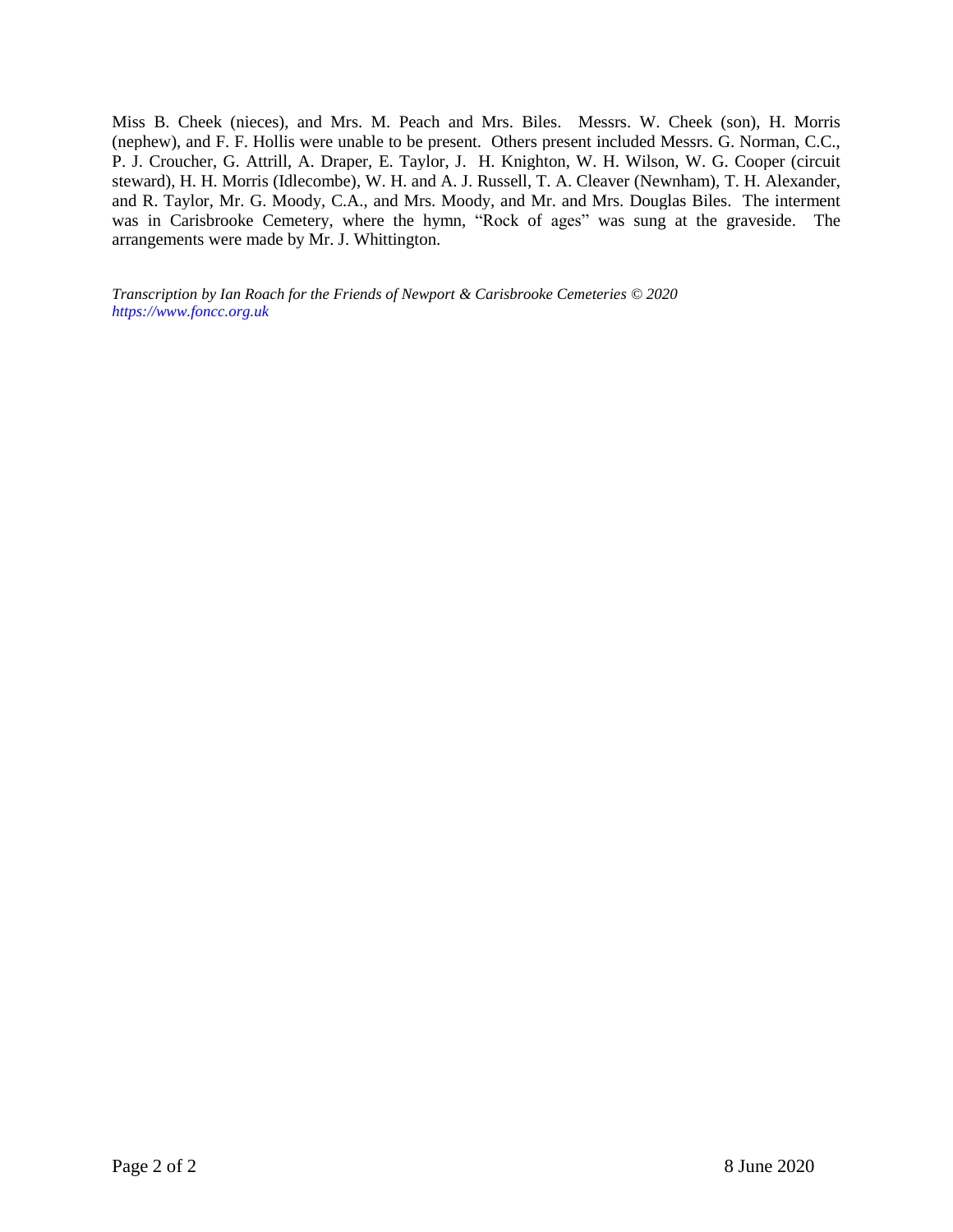Miss B. Cheek (nieces), and Mrs. M. Peach and Mrs. Biles. Messrs. W. Cheek (son), H. Morris (nephew), and F. F. Hollis were unable to be present. Others present included Messrs. G. Norman, C.C., P. J. Croucher, G. Attrill, A. Draper, E. Taylor, J. H. Knighton, W. H. Wilson, W. G. Cooper (circuit steward), H. H. Morris (Idlecombe), W. H. and A. J. Russell, T. A. Cleaver (Newnham), T. H. Alexander, and R. Taylor, Mr. G. Moody, C.A., and Mrs. Moody, and Mr. and Mrs. Douglas Biles. The interment was in Carisbrooke Cemetery, where the hymn, "Rock of ages" was sung at the graveside. The arrangements were made by Mr. J. Whittington.

*Transcription by Ian Roach for the Friends of Newport & Carisbrooke Cemeteries © 2020*
*https://www.foncc.org.uk*